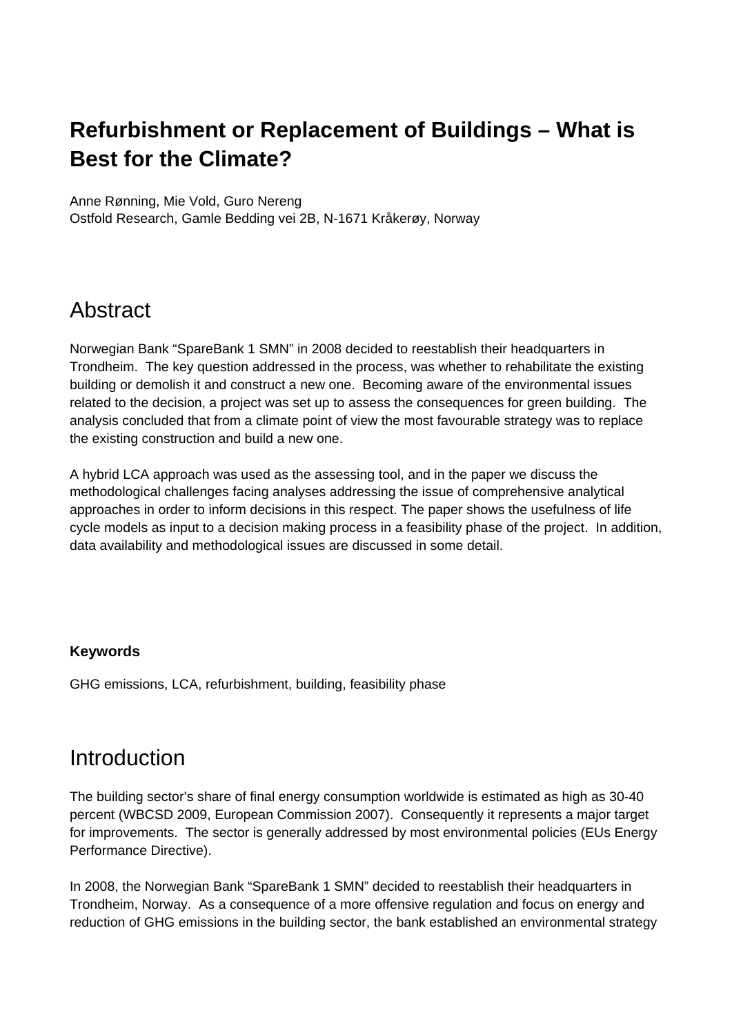# Refurbishment or Replacement of Buildings – What is Best for the Climate?

Anne Rønning, Mie Vold, Guro Nereng
Ostfold Research, Gamle Bedding vei 2B, N-1671 Kråkerøy, Norway

## Abstract

Norwegian Bank "SpareBank 1 SMN" in 2008 decided to reestablish their headquarters in Trondheim. The key question addressed in the process, was whether to rehabilitate the existing building or demolish it and construct a new one. Becoming aware of the environmental issues related to the decision, a project was set up to assess the consequences for green building. The analysis concluded that from a climate point of view the most favourable strategy was to replace the existing construction and build a new one.

A hybrid LCA approach was used as the assessing tool, and in the paper we discuss the methodological challenges facing analyses addressing the issue of comprehensive analytical approaches in order to inform decisions in this respect. The paper shows the usefulness of life cycle models as input to a decision making process in a feasibility phase of the project. In addition, data availability and methodological issues are discussed in some detail.

**Keywords**

GHG emissions, LCA, refurbishment, building, feasibility phase

## Introduction

The building sector's share of final energy consumption worldwide is estimated as high as 30-40 percent (WBCSD 2009, European Commission 2007). Consequently it represents a major target for improvements. The sector is generally addressed by most environmental policies (EUs Energy Performance Directive).

In 2008, the Norwegian Bank "SpareBank 1 SMN" decided to reestablish their headquarters in Trondheim, Norway. As a consequence of a more offensive regulation and focus on energy and reduction of GHG emissions in the building sector, the bank established an environmental strategy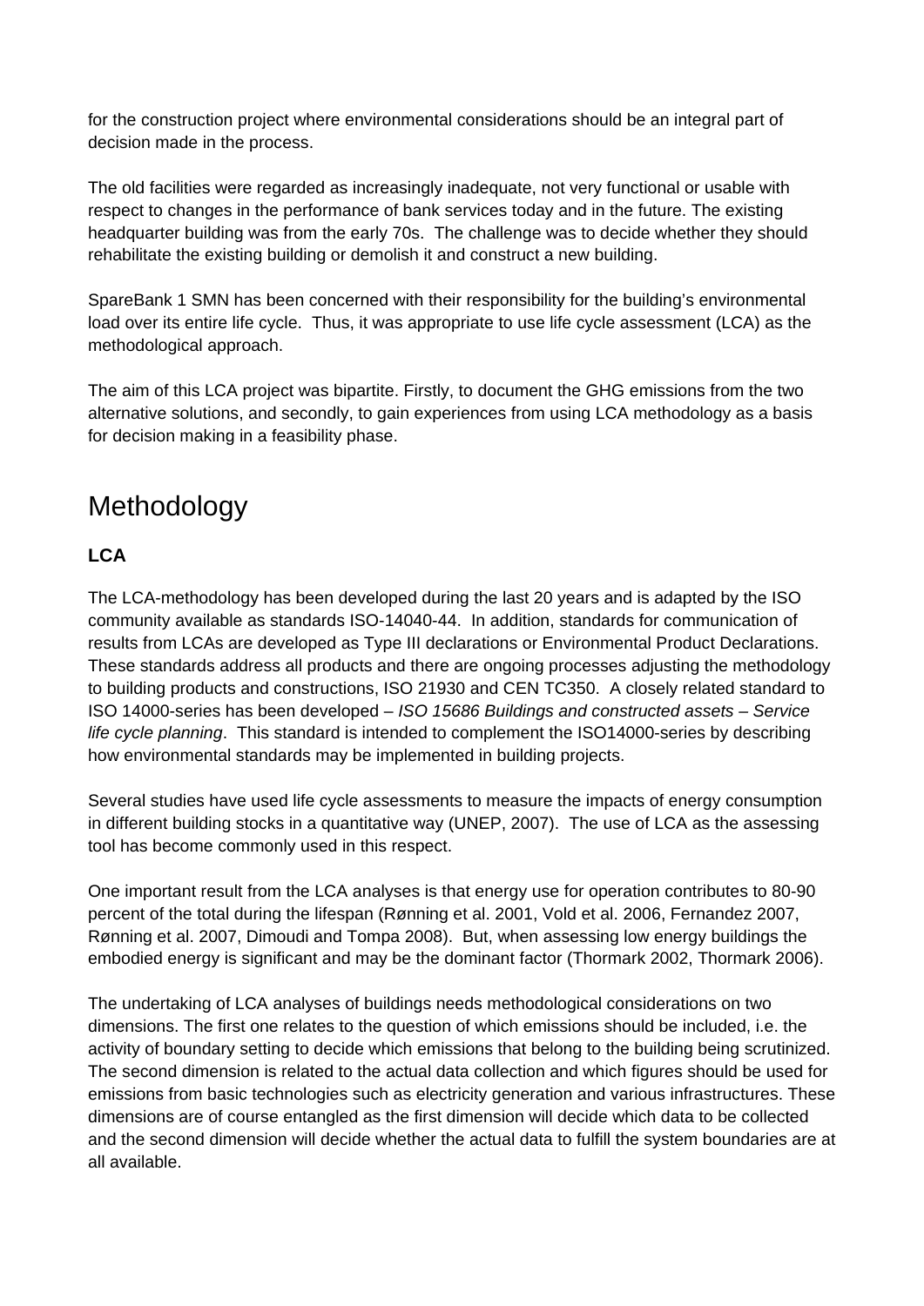for the construction project where environmental considerations should be an integral part of decision made in the process.

The old facilities were regarded as increasingly inadequate, not very functional or usable with respect to changes in the performance of bank services today and in the future. The existing headquarter building was from the early 70s. The challenge was to decide whether they should rehabilitate the existing building or demolish it and construct a new building.

SpareBank 1 SMN has been concerned with their responsibility for the building's environmental load over its entire life cycle. Thus, it was appropriate to use life cycle assessment (LCA) as the methodological approach.

The aim of this LCA project was bipartite. Firstly, to document the GHG emissions from the two alternative solutions, and secondly, to gain experiences from using LCA methodology as a basis for decision making in a feasibility phase.

# Methodology

**LCA**

The LCA-methodology has been developed during the last 20 years and is adapted by the ISO community available as standards ISO-14040-44. In addition, standards for communication of results from LCAs are developed as Type III declarations or Environmental Product Declarations. These standards address all products and there are ongoing processes adjusting the methodology to building products and constructions, ISO 21930 and CEN TC350. A closely related standard to ISO 14000-series has been developed – *ISO 15686 Buildings and constructed assets – Service life cycle planning*. This standard is intended to complement the ISO14000-series by describing how environmental standards may be implemented in building projects.

Several studies have used life cycle assessments to measure the impacts of energy consumption in different building stocks in a quantitative way (UNEP, 2007). The use of LCA as the assessing tool has become commonly used in this respect.

One important result from the LCA analyses is that energy use for operation contributes to 80-90 percent of the total during the lifespan (Rønning et al. 2001, Vold et al. 2006, Fernandez 2007, Rønning et al. 2007, Dimoudi and Tompa 2008). But, when assessing low energy buildings the embodied energy is significant and may be the dominant factor (Thormark 2002, Thormark 2006).

The undertaking of LCA analyses of buildings needs methodological considerations on two dimensions. The first one relates to the question of which emissions should be included, i.e. the activity of boundary setting to decide which emissions that belong to the building being scrutinized. The second dimension is related to the actual data collection and which figures should be used for emissions from basic technologies such as electricity generation and various infrastructures. These dimensions are of course entangled as the first dimension will decide which data to be collected and the second dimension will decide whether the actual data to fulfill the system boundaries are at all available.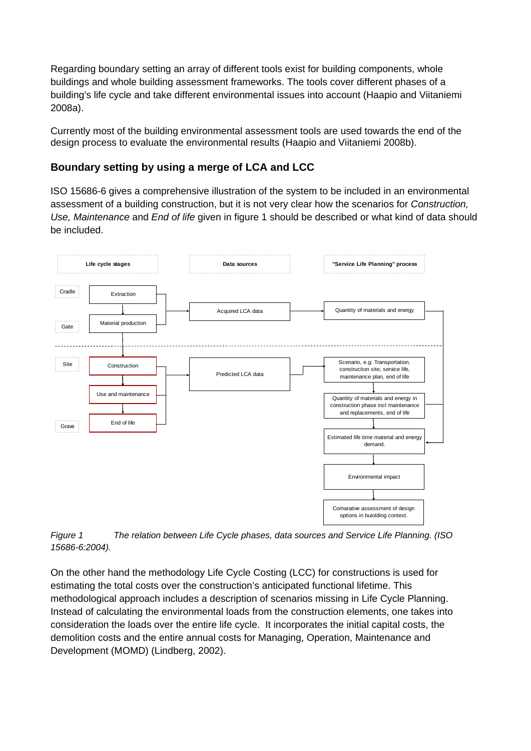Regarding boundary setting an array of different tools exist for building components, whole buildings and whole building assessment frameworks. The tools cover different phases of a building's life cycle and take different environmental issues into account (Haapio and Viitaniemi 2008a).

Currently most of the building environmental assessment tools are used towards the end of the design process to evaluate the environmental results (Haapio and Viitaniemi 2008b).

## Boundary setting by using a merge of LCA and LCC

ISO 15686-6 gives a comprehensive illustration of the system to be included in an environmental assessment of a building construction, but it is not very clear how the scenarios for *Construction, Use, Maintenance* and *End of life* given in figure 1 should be described or what kind of data should be included.

*Figure 1 The relation between Life Cycle phases, data sources and Service Life Planning. (ISO 15686-6:2004).*

On the other hand the methodology Life Cycle Costing (LCC) for constructions is used for estimating the total costs over the construction's anticipated functional lifetime. This methodological approach includes a description of scenarios missing in Life Cycle Planning. Instead of calculating the environmental loads from the construction elements, one takes into consideration the loads over the entire life cycle. It incorporates the initial capital costs, the demolition costs and the entire annual costs for Managing, Operation, Maintenance and Development (MOMD) (Lindberg, 2002).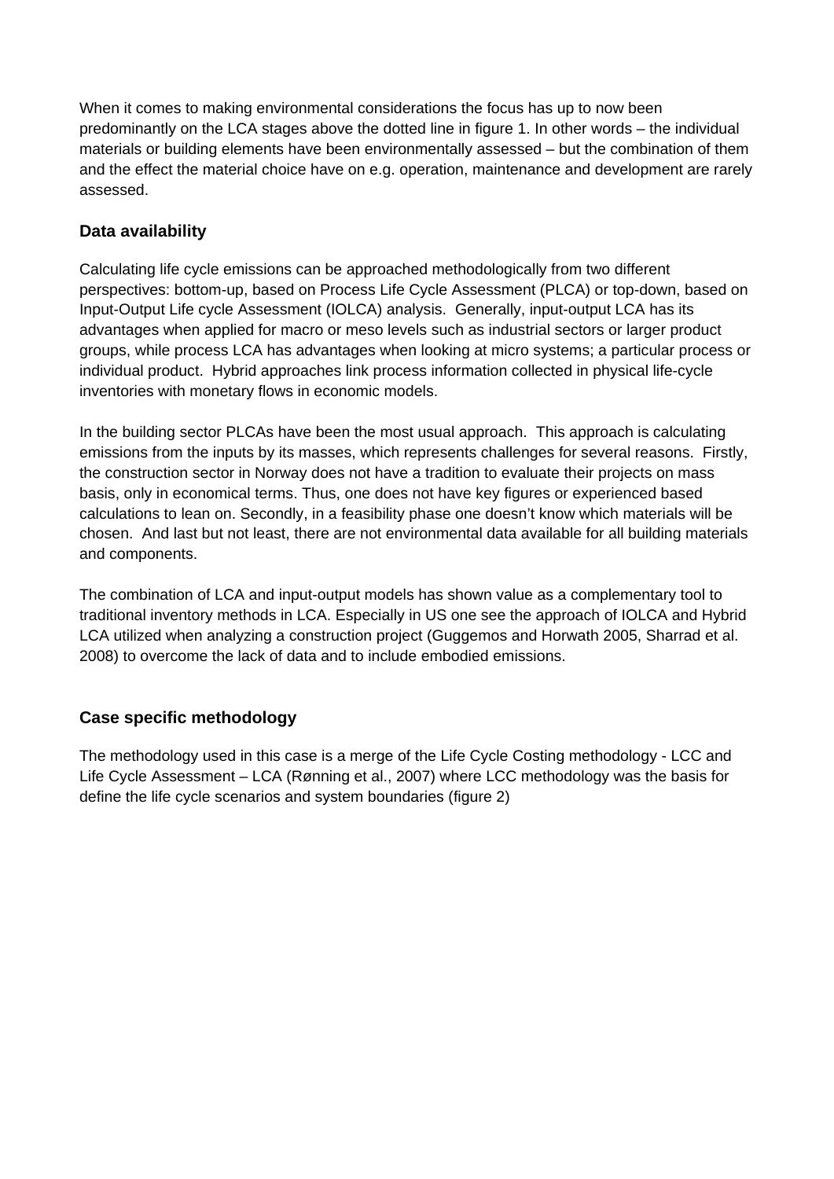When it comes to making environmental considerations the focus has up to now been predominantly on the LCA stages above the dotted line in figure 1. In other words – the individual materials or building elements have been environmentally assessed – but the combination of them and the effect the material choice have on e.g. operation, maintenance and development are rarely assessed.

## Data availability

Calculating life cycle emissions can be approached methodologically from two different perspectives: bottom-up, based on Process Life Cycle Assessment (PLCA) or top-down, based on Input-Output Life cycle Assessment (IOLCA) analysis. Generally, input-output LCA has its advantages when applied for macro or meso levels such as industrial sectors or larger product groups, while process LCA has advantages when looking at micro systems; a particular process or individual product. Hybrid approaches link process information collected in physical life-cycle inventories with monetary flows in economic models.

In the building sector PLCAs have been the most usual approach. This approach is calculating emissions from the inputs by its masses, which represents challenges for several reasons. Firstly, the construction sector in Norway does not have a tradition to evaluate their projects on mass basis, only in economical terms. Thus, one does not have key figures or experienced based calculations to lean on. Secondly, in a feasibility phase one doesn't know which materials will be chosen. And last but not least, there are not environmental data available for all building materials and components.

The combination of LCA and input-output models has shown value as a complementary tool to traditional inventory methods in LCA. Especially in US one see the approach of IOLCA and Hybrid LCA utilized when analyzing a construction project (Guggemos and Horwath 2005, Sharrad et al. 2008) to overcome the lack of data and to include embodied emissions.

## Case specific methodology

The methodology used in this case is a merge of the Life Cycle Costing methodology - LCC and Life Cycle Assessment – LCA (Rønning et al., 2007) where LCC methodology was the basis for define the life cycle scenarios and system boundaries (figure 2)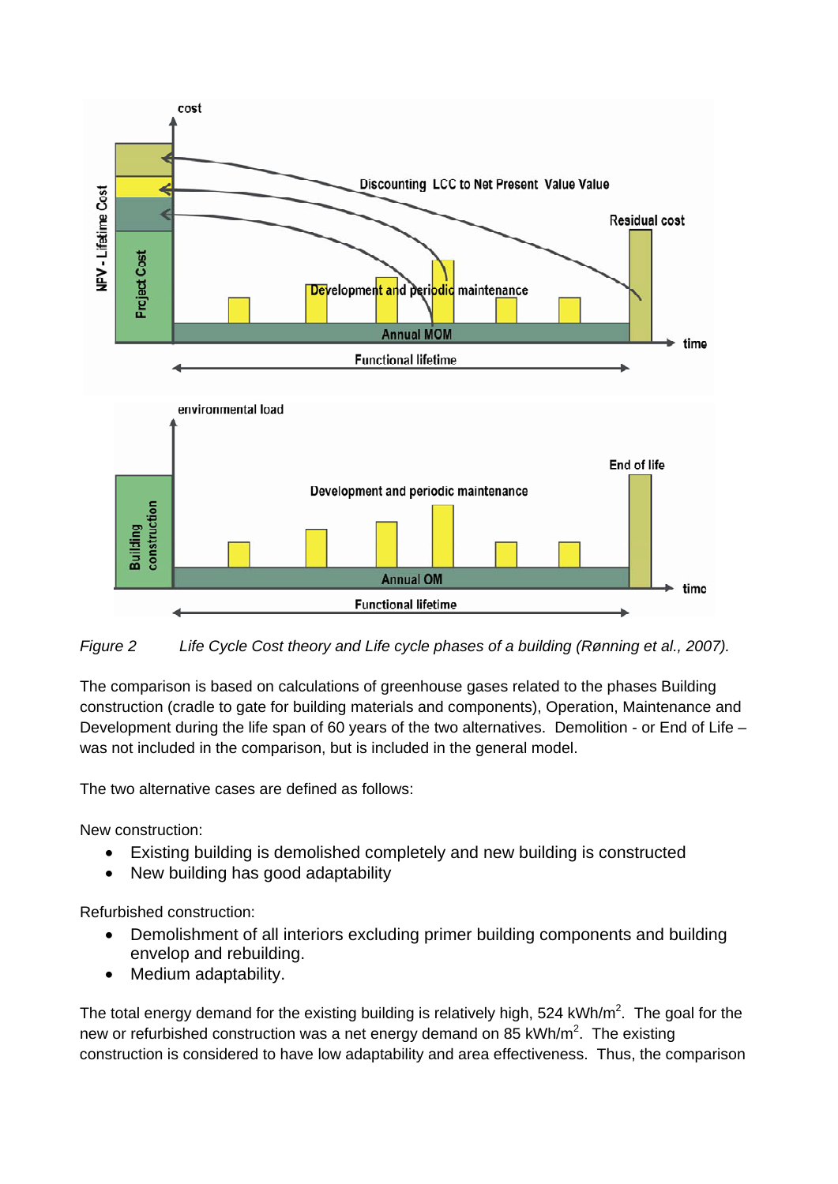*Figure 2 Life Cycle Cost theory and Life cycle phases of a building (Rønning et al., 2007).*

The comparison is based on calculations of greenhouse gases related to the phases Building construction (cradle to gate for building materials and components), Operation, Maintenance and Development during the life span of 60 years of the two alternatives. Demolition - or End of Life – was not included in the comparison, but is included in the general model.

The two alternative cases are defined as follows:

New construction:

- Existing building is demolished completely and new building is constructed
- New building has good adaptability

Refurbished construction:

- Demolishment of all interiors excluding primer building components and building envelop and rebuilding.
- Medium adaptability.

The total energy demand for the existing building is relatively high, 524 kWh/m$^2$. The goal for the new or refurbished construction was a net energy demand on 85 kWh/m$^2$. The existing construction is considered to have low adaptability and area effectiveness. Thus, the comparison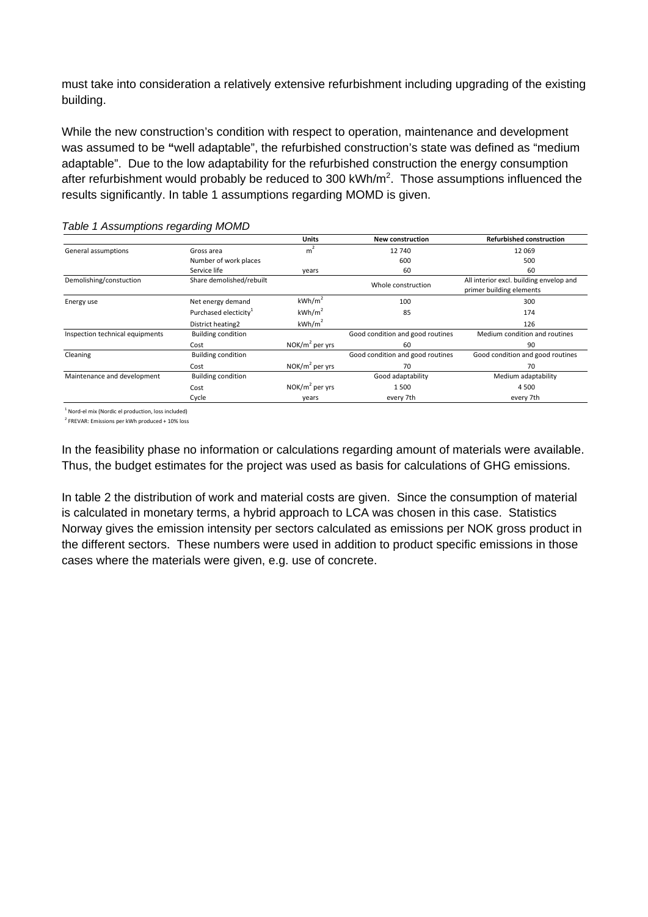must take into consideration a relatively extensive refurbishment including upgrading of the existing building.

While the new construction's condition with respect to operation, maintenance and development was assumed to be **"**well adaptable", the refurbished construction's state was defined as "medium adaptable". Due to the low adaptability for the refurbished construction the energy consumption after refurbishment would probably be reduced to 300 kWh/m$^2$. Those assumptions influenced the results significantly. In table 1 assumptions regarding MOMD is given.

*Table 1 Assumptions regarding MOMD*

| | | Units | New construction | Refurbished construction |
|---|---|---|---|---|
| General assumptions | Gross area | m$^2$ | 12 740 | 12 069 |
| | Number of work places | | 600 | 500 |
| | Service life | years | 60 | 60 |
| Demolishing/constuction | Share demolished/rebuilt | | Whole construction | All interior excl. building envelop and primer building elements |
| Energy use | Net energy demand | kWh/m$^2$ | 100 | 300 |
| | Purchased electicity[1] | kWh/m$^2$ | 85 | 174 |
| | District heating2 | kWh/m$^2$ | | 126 |
| Inspection technical equipments | Building condition | | Good condition and good routines | Medium condition and routines |
| | Cost | NOK/m$^2$ per yrs | 60 | 90 |
| Cleaning | Building condition | | Good condition and good routines | Good condition and good routines |
| | Cost | NOK/m$^2$ per yrs | 70 | 70 |
| Maintenance and development | Building condition | | Good adaptability | Medium adaptability |
| | Cost | NOK/m$^2$ per yrs | 1 500 | 4 500 |
| | Cycle | years | every 7th | every 7th |

[1] Nord-el mix (Nordic el production, loss included)
[2] FREVAR: Emissions per kWh produced + 10% loss

In the feasibility phase no information or calculations regarding amount of materials were available. Thus, the budget estimates for the project was used as basis for calculations of GHG emissions.

In table 2 the distribution of work and material costs are given. Since the consumption of material is calculated in monetary terms, a hybrid approach to LCA was chosen in this case. Statistics Norway gives the emission intensity per sectors calculated as emissions per NOK gross product in the different sectors. These numbers were used in addition to product specific emissions in those cases where the materials were given, e.g. use of concrete.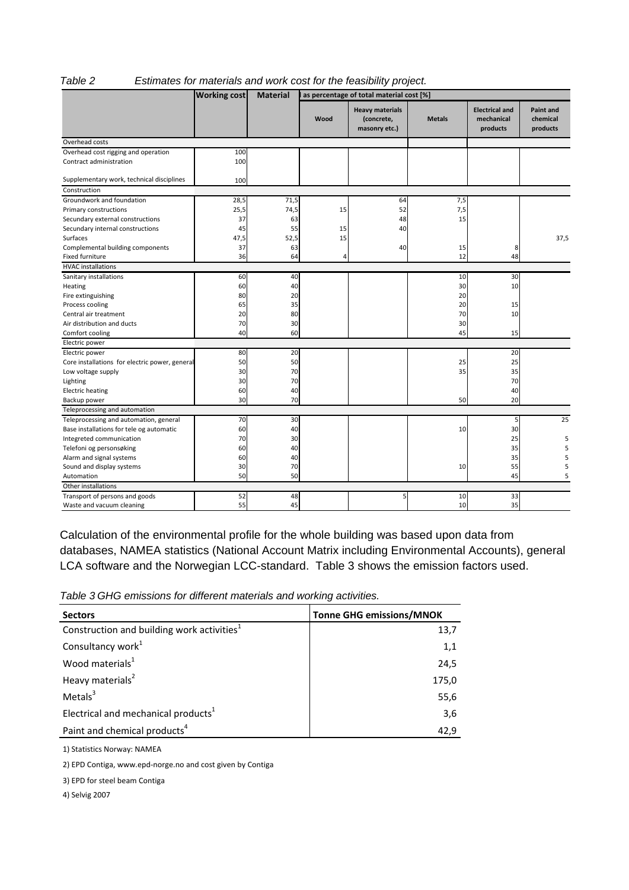*Table 2 Estimates for materials and work cost for the feasibility project.*

| | Working cost | Material | as percentage of total material cost [%] | | | | |
|---|---|---|---|---|---|---|---|
| | | | Wood | Heavy materials (concrete, masonry etc.) | Metals | Electrical and mechanical products | Paint and chemical products |
| Overhead costs | | | | | | | |
| Overhead cost rigging and operation | 100 | | | | | | |
| Contract administration | 100 | | | | | | |
| Supplementary work, technical disciplines | 100 | | | | | | |
| Construction | | | | | | | |
| Groundwork and foundation | 28,5 | 71,5 | | 64 | 7,5 | | |
| Primary constructions | 25,5 | 74,5 | 15 | 52 | 7,5 | | |
| Secundary external constructions | 37 | 63 | | 48 | 15 | | |
| Secundary internal constructions | 45 | 55 | 15 | 40 | | | |
| Surfaces | 47,5 | 52,5 | 15 | | | | 37,5 |
| Complemental building components | 37 | 63 | | 40 | 15 | 8 | |
| Fixed furniture | 36 | 64 | 4 | | 12 | 48 | |
| HVAC installations | | | | | | | |
| Sanitary installations | 60 | 40 | | | 10 | 30 | |
| Heating | 60 | 40 | | | 30 | 10 | |
| Fire extinguishing | 80 | 20 | | | 20 | | |
| Process cooling | 65 | 35 | | | 20 | 15 | |
| Central air treatment | 20 | 80 | | | 70 | 10 | |
| Air distribution and ducts | 70 | 30 | | | 30 | | |
| Comfort cooling | 40 | 60 | | | 45 | 15 | |
| Electric power | | | | | | | |
| Electric power | 80 | 20 | | | | 20 | |
| Core installations for electric power, general | 50 | 50 | | | 25 | 25 | |
| Low voltage supply | 30 | 70 | | | 35 | 35 | |
| Lighting | 30 | 70 | | | | 70 | |
| Electric heating | 60 | 40 | | | | 40 | |
| Backup power | 30 | 70 | | | 50 | 20 | |
| Teleprocessing and automation | | | | | | | |
| Teleprocessing and automation, general | 70 | 30 | | | | 5 | 25 |
| Base installations for tele og automatic | 60 | 40 | | | 10 | 30 | |
| Integreted communication | 70 | 30 | | | | 25 | 5 |
| Telefoni og personsøking | 60 | 40 | | | | 35 | 5 |
| Alarm and signal systems | 60 | 40 | | | | 35 | 5 |
| Sound and display systems | 30 | 70 | | | 10 | 55 | 5 |
| Automation | 50 | 50 | | | | 45 | 5 |
| Other installations | | | | | | | |
| Transport of persons and goods | 52 | 48 | | 5 | 10 | 33 | |
| Waste and vacuum cleaning | 55 | 45 | | | 10 | 35 | |

Calculation of the environmental profile for the whole building was based upon data from databases, NAMEA statistics (National Account Matrix including Environmental Accounts), general LCA software and the Norwegian LCC-standard. Table 3 shows the emission factors used.

*Table 3 GHG emissions for different materials and working activities.*

| Sectors | Tonne GHG emissions/MNOK |
|---|---|
| Construction and building work activities[1] | 13,7 |
| Consultancy work[1] | 1,1 |
| Wood materials[1] | 24,5 |
| Heavy materials[2] | 175,0 |
| Metals[3] | 55,6 |
| Electrical and mechanical products[1] | 3,6 |
| Paint and chemical products[4] | 42,9 |

1) Statistics Norway: NAMEA

2) EPD Contiga, www.epd-norge.no and cost given by Contiga

3) EPD for steel beam Contiga

4) Selvig 2007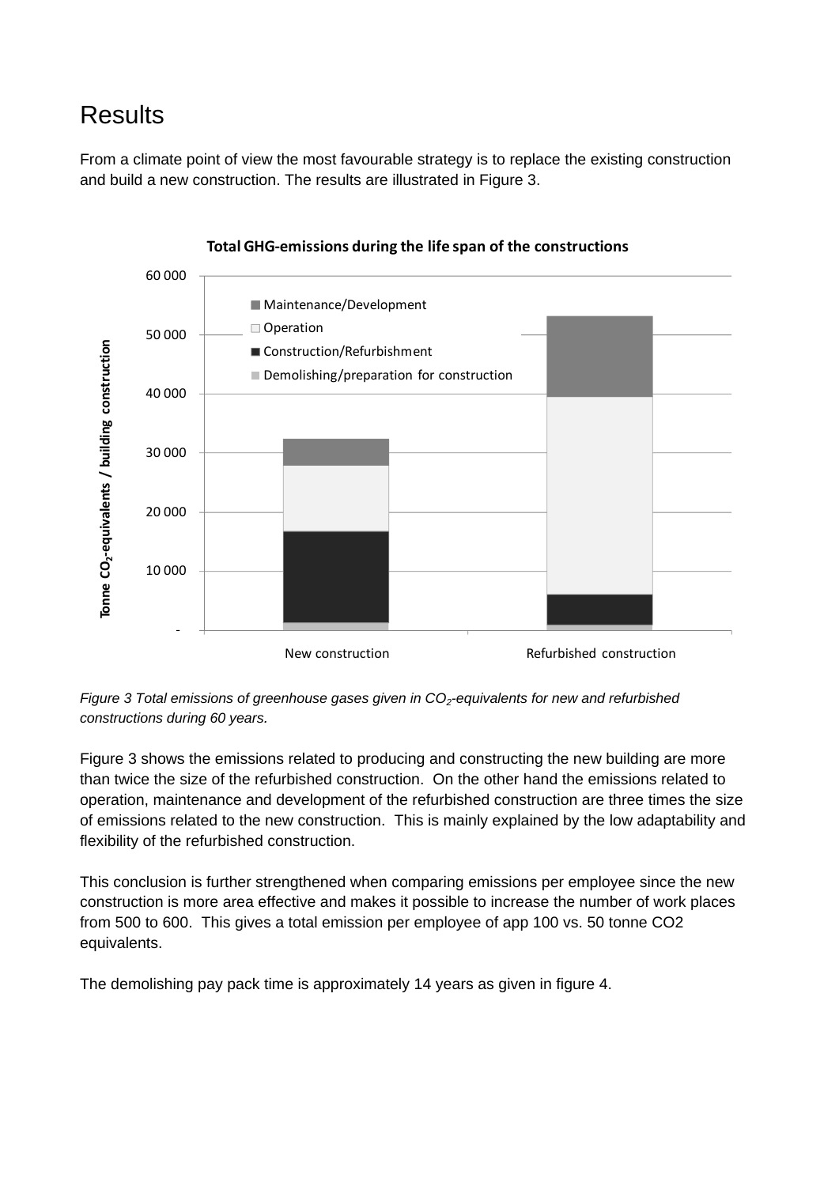# Results

From a climate point of view the most favourable strategy is to replace the existing construction and build a new construction. The results are illustrated in Figure 3.

*Figure 3 Total emissions of greenhouse gases given in $CO_2$-equivalents for new and refurbished constructions during 60 years.*

Figure 3 shows the emissions related to producing and constructing the new building are more than twice the size of the refurbished construction. On the other hand the emissions related to operation, maintenance and development of the refurbished construction are three times the size of emissions related to the new construction. This is mainly explained by the low adaptability and flexibility of the refurbished construction.

This conclusion is further strengthened when comparing emissions per employee since the new construction is more area effective and makes it possible to increase the number of work places from 500 to 600. This gives a total emission per employee of app 100 vs. 50 tonne CO2 equivalents.

The demolishing pay pack time is approximately 14 years as given in figure 4.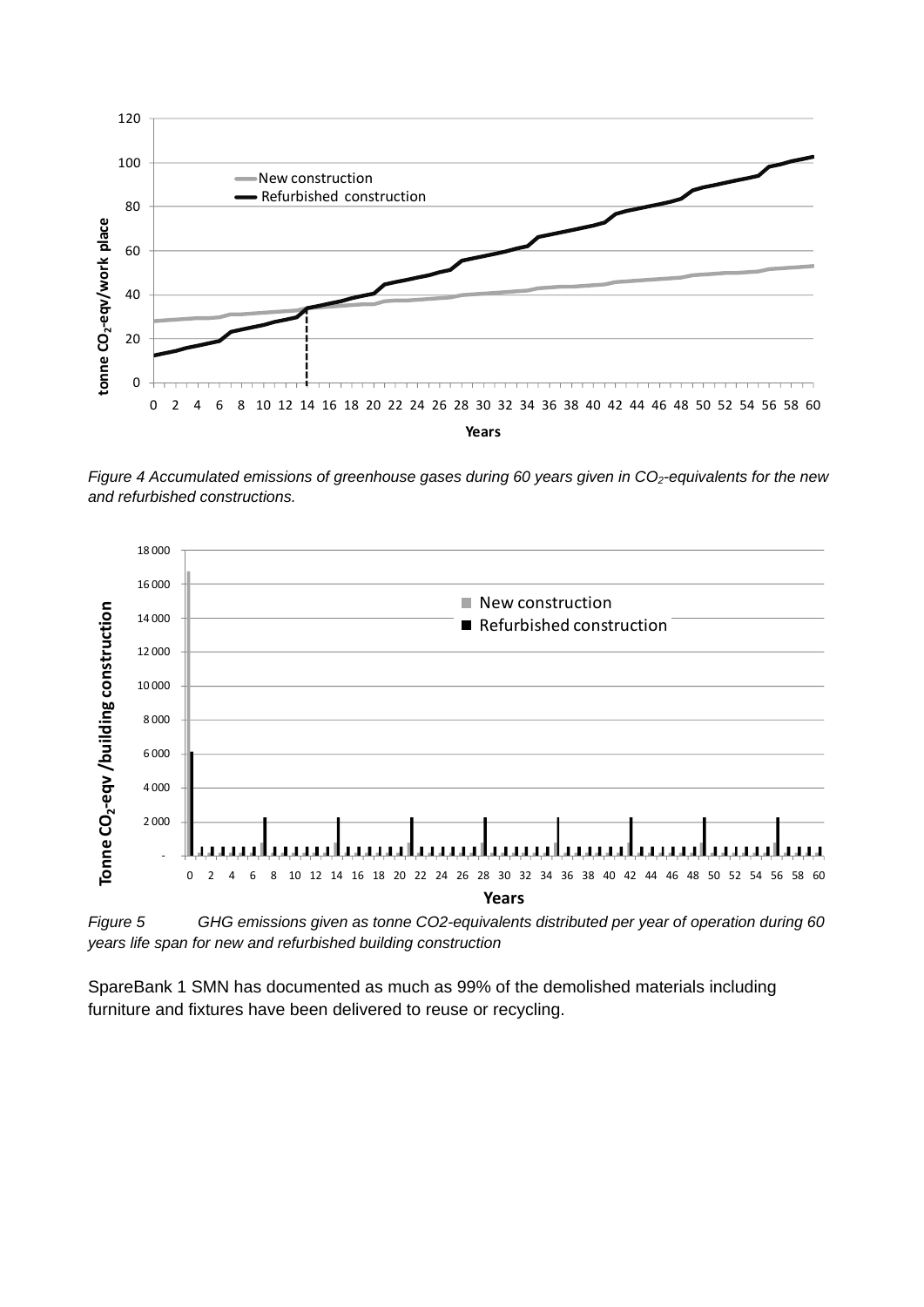*Figure 4 Accumulated emissions of greenhouse gases during 60 years given in $CO_2$-equivalents for the new and refurbished constructions.*

*Figure 5 GHG emissions given as tonne CO2-equivalents distributed per year of operation during 60 years life span for new and refurbished building construction*

SpareBank 1 SMN has documented as much as 99% of the demolished materials including furniture and fixtures have been delivered to reuse or recycling.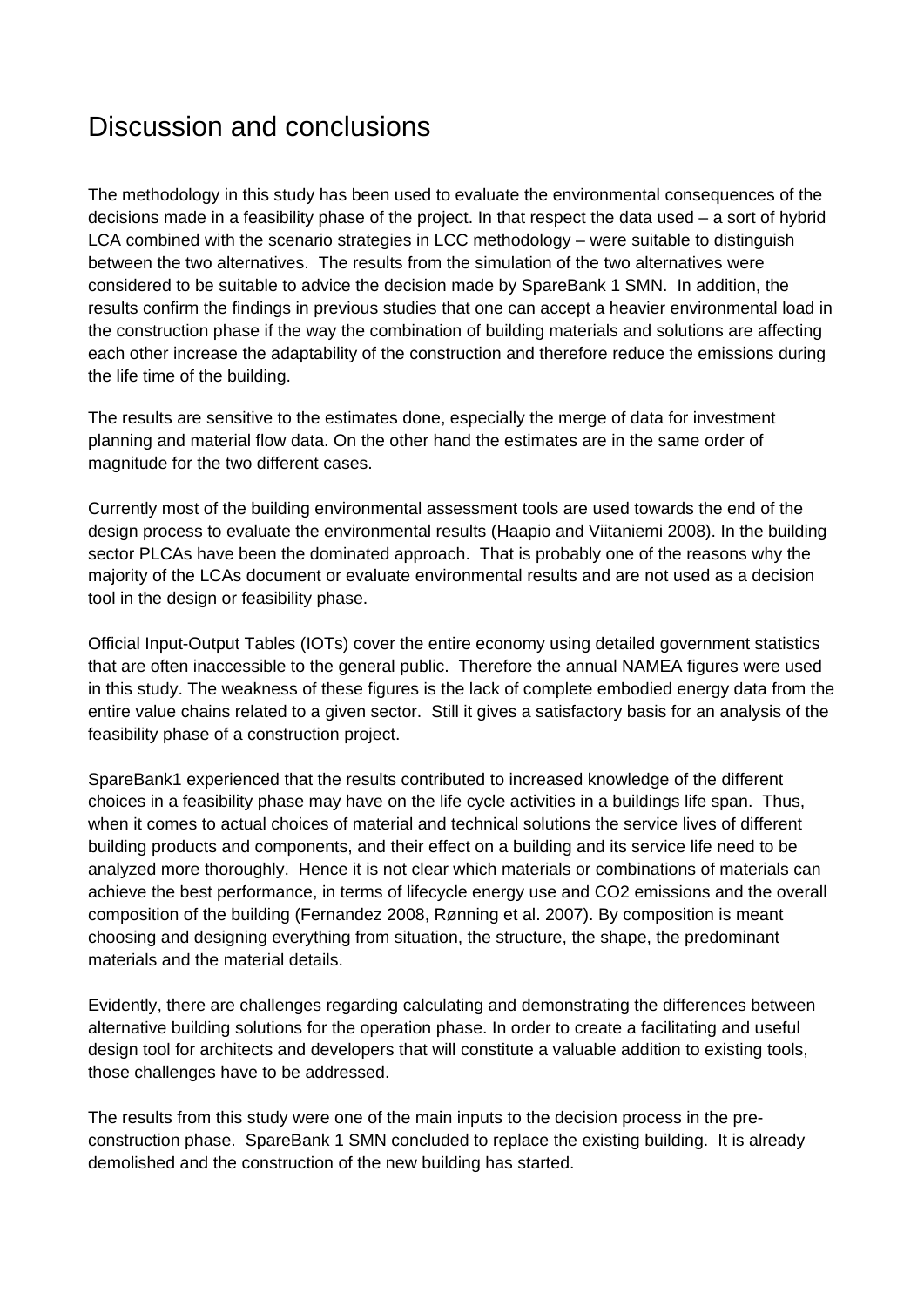# Discussion and conclusions

The methodology in this study has been used to evaluate the environmental consequences of the decisions made in a feasibility phase of the project. In that respect the data used – a sort of hybrid LCA combined with the scenario strategies in LCC methodology – were suitable to distinguish between the two alternatives. The results from the simulation of the two alternatives were considered to be suitable to advice the decision made by SpareBank 1 SMN. In addition, the results confirm the findings in previous studies that one can accept a heavier environmental load in the construction phase if the way the combination of building materials and solutions are affecting each other increase the adaptability of the construction and therefore reduce the emissions during the life time of the building.

The results are sensitive to the estimates done, especially the merge of data for investment planning and material flow data. On the other hand the estimates are in the same order of magnitude for the two different cases.

Currently most of the building environmental assessment tools are used towards the end of the design process to evaluate the environmental results (Haapio and Viitaniemi 2008). In the building sector PLCAs have been the dominated approach. That is probably one of the reasons why the majority of the LCAs document or evaluate environmental results and are not used as a decision tool in the design or feasibility phase.

Official Input-Output Tables (IOTs) cover the entire economy using detailed government statistics that are often inaccessible to the general public. Therefore the annual NAMEA figures were used in this study. The weakness of these figures is the lack of complete embodied energy data from the entire value chains related to a given sector. Still it gives a satisfactory basis for an analysis of the feasibility phase of a construction project.

SpareBank1 experienced that the results contributed to increased knowledge of the different choices in a feasibility phase may have on the life cycle activities in a buildings life span. Thus, when it comes to actual choices of material and technical solutions the service lives of different building products and components, and their effect on a building and its service life need to be analyzed more thoroughly. Hence it is not clear which materials or combinations of materials can achieve the best performance, in terms of lifecycle energy use and $CO_2$ emissions and the overall composition of the building (Fernandez 2008, Rønning et al. 2007). By composition is meant choosing and designing everything from situation, the structure, the shape, the predominant materials and the material details.

Evidently, there are challenges regarding calculating and demonstrating the differences between alternative building solutions for the operation phase. In order to create a facilitating and useful design tool for architects and developers that will constitute a valuable addition to existing tools, those challenges have to be addressed.

The results from this study were one of the main inputs to the decision process in the pre-construction phase. SpareBank 1 SMN concluded to replace the existing building. It is already demolished and the construction of the new building has started.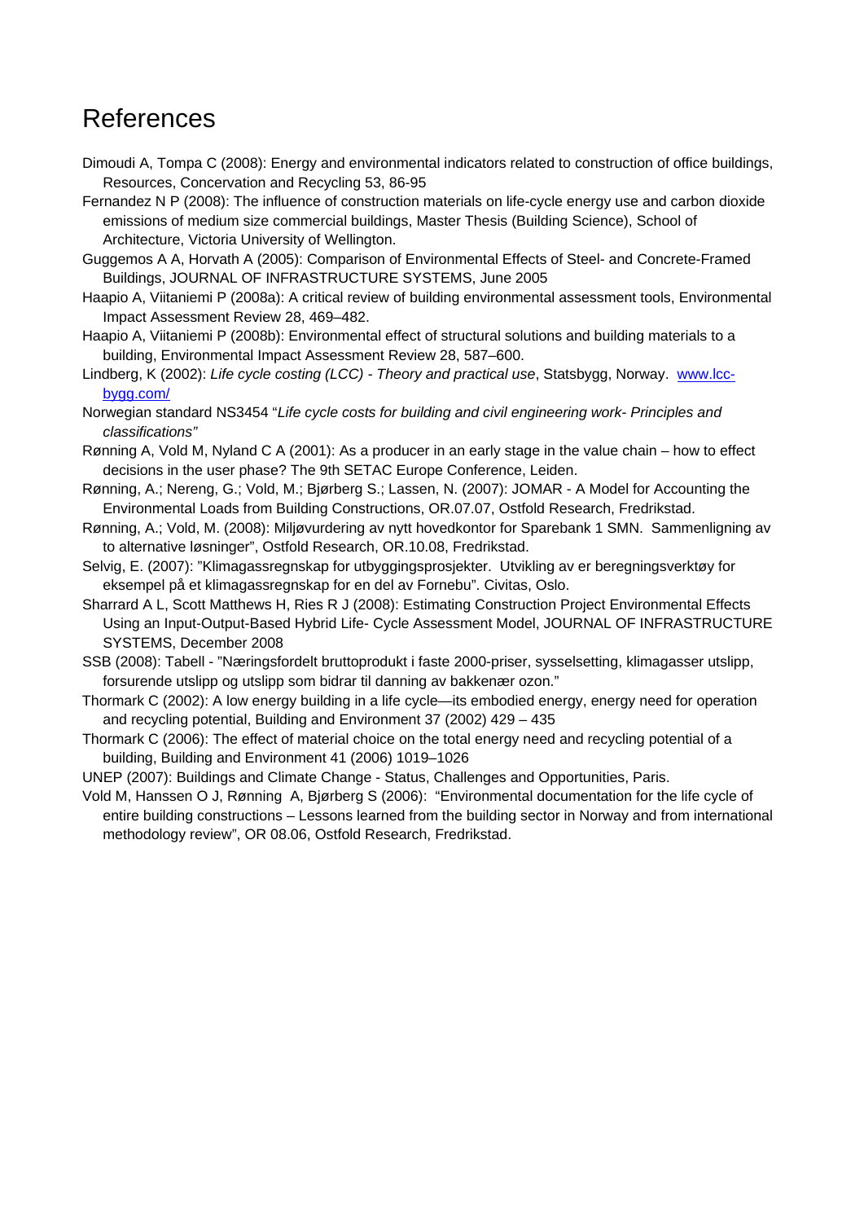# References

Dimoudi A, Tompa C (2008): Energy and environmental indicators related to construction of office buildings, Resources, Concervation and Recycling 53, 86-95

Fernandez N P (2008): The influence of construction materials on life-cycle energy use and carbon dioxide emissions of medium size commercial buildings, Master Thesis (Building Science), School of Architecture, Victoria University of Wellington.

Guggemos A A, Horvath A (2005): Comparison of Environmental Effects of Steel- and Concrete-Framed Buildings, JOURNAL OF INFRASTRUCTURE SYSTEMS, June 2005

Haapio A, Viitaniemi P (2008a): A critical review of building environmental assessment tools, Environmental Impact Assessment Review 28, 469–482.

Haapio A, Viitaniemi P (2008b): Environmental effect of structural solutions and building materials to a building, Environmental Impact Assessment Review 28, 587–600.

Lindberg, K (2002): *Life cycle costing (LCC) - Theory and practical use*, Statsbygg, Norway. [www.lcc-bygg.com/](www.lcc-bygg.com/)

Norwegian standard NS3454 "*Life cycle costs for building and civil engineering work- Principles and classifications"*

Rønning A, Vold M, Nyland C A (2001): As a producer in an early stage in the value chain – how to effect decisions in the user phase? The 9th SETAC Europe Conference, Leiden.

Rønning, A.; Nereng, G.; Vold, M.; Bjørberg S.; Lassen, N. (2007): JOMAR - A Model for Accounting the Environmental Loads from Building Constructions, OR.07.07, Ostfold Research, Fredrikstad.

Rønning, A.; Vold, M. (2008): Miljøvurdering av nytt hovedkontor for Sparebank 1 SMN. Sammenligning av to alternative løsninger", Ostfold Research, OR.10.08, Fredrikstad.

Selvig, E. (2007): "Klimagassregnskap for utbyggingsprosjekter. Utvikling av er beregningsverktøy for eksempel på et klimagassregnskap for en del av Fornebu". Civitas, Oslo.

Sharrard A L, Scott Matthews H, Ries R J (2008): Estimating Construction Project Environmental Effects Using an Input-Output-Based Hybrid Life- Cycle Assessment Model, JOURNAL OF INFRASTRUCTURE SYSTEMS, December 2008

SSB (2008): Tabell - "Næringsfordelt bruttoprodukt i faste 2000-priser, sysselsetting, klimagasser utslipp, forsurende utslipp og utslipp som bidrar til danning av bakkenær ozon."

Thormark C (2002): A low energy building in a life cycle—its embodied energy, energy need for operation and recycling potential, Building and Environment 37 (2002) 429 – 435

Thormark C (2006): The effect of material choice on the total energy need and recycling potential of a building, Building and Environment 41 (2006) 1019–1026

UNEP (2007): Buildings and Climate Change - Status, Challenges and Opportunities, Paris.

Vold M, Hanssen O J, Rønning A, Bjørberg S (2006): "Environmental documentation for the life cycle of entire building constructions – Lessons learned from the building sector in Norway and from international methodology review", OR 08.06, Ostfold Research, Fredrikstad.